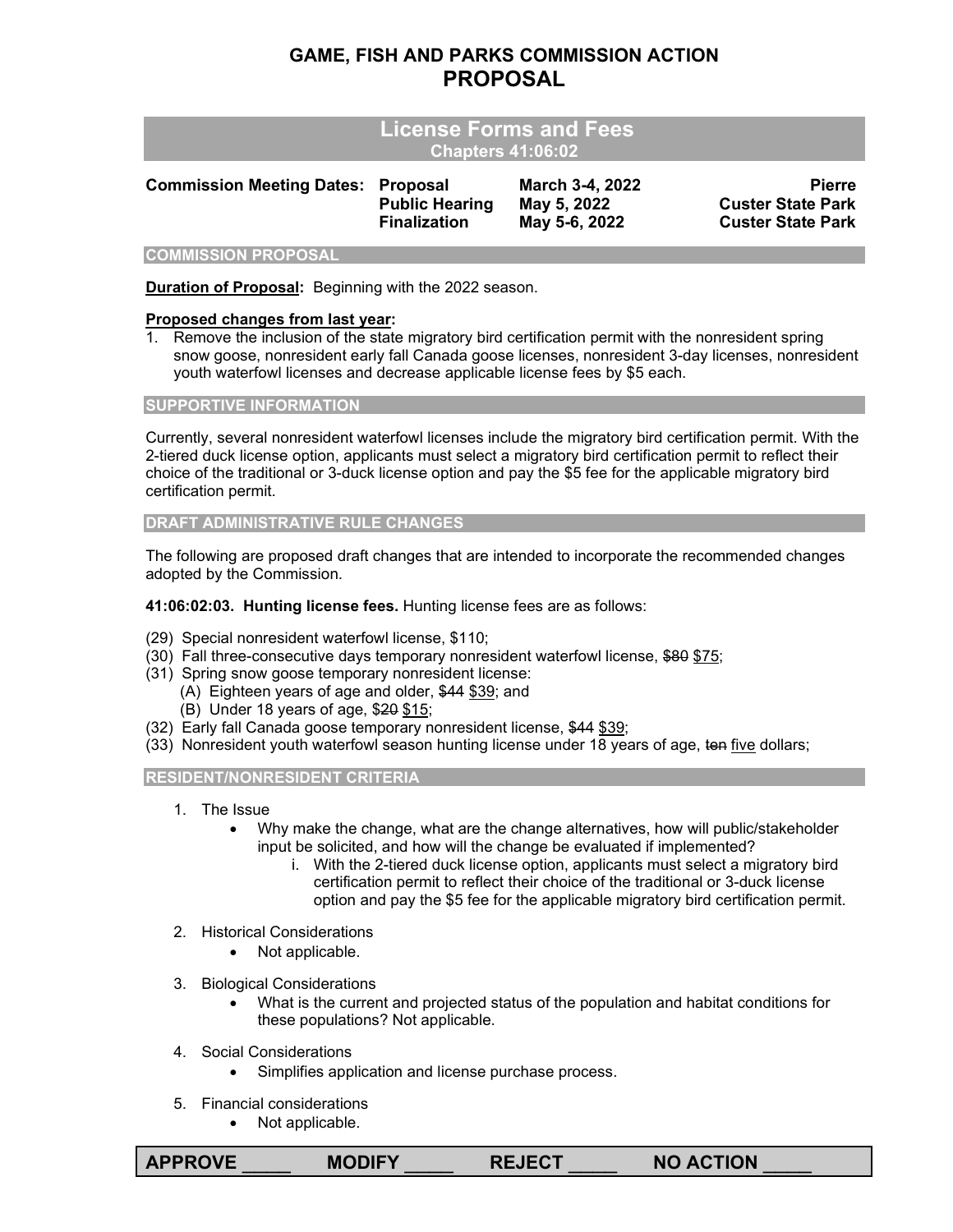# GAME, FISH AND PARKS COMMISSION ACTION
# PROPOSAL

## License Forms and Fees
**Chapters 41:06:02**

| Commission Meeting Dates: | | | |
|---|---|---|---|
| | Proposal | March 3-4, 2022 | Pierre |
| | Public Hearing | May 5, 2022 | Custer State Park |
| | Finalization | May 5-6, 2022 | Custer State Park |

### COMMISSION PROPOSAL

**Duration of Proposal:** Beginning with the 2022 season.

**Proposed changes from last year:**

1. Remove the inclusion of the state migratory bird certification permit with the nonresident spring snow goose, nonresident early fall Canada goose licenses, nonresident 3-day licenses, nonresident youth waterfowl licenses and decrease applicable license fees by $5 each.

### SUPPORTIVE INFORMATION

Currently, several nonresident waterfowl licenses include the migratory bird certification permit. With the 2-tiered duck license option, applicants must select a migratory bird certification permit to reflect their choice of the traditional or 3-duck license option and pay the $5 fee for the applicable migratory bird certification permit.

### DRAFT ADMINISTRATIVE RULE CHANGES

The following are proposed draft changes that are intended to incorporate the recommended changes adopted by the Commission.

**41:06:02:03. Hunting license fees.** Hunting license fees are as follows:

(29) Special nonresident waterfowl license, $110;
(30) Fall three-consecutive days temporary nonresident waterfowl license, ~~$80~~ <u>$75</u>;
(31) Spring snow goose temporary nonresident license:
  (A) Eighteen years of age and older, ~~$44~~ <u>$39</u>; and
  (B) Under 18 years of age, ~~$20~~ <u>$15</u>;
(32) Early fall Canada goose temporary nonresident license, ~~$44~~ <u>$39</u>;
(33) Nonresident youth waterfowl season hunting license under 18 years of age, ~~ten~~ <u>five</u> dollars;

### RESIDENT/NONRESIDENT CRITERIA

1. The Issue
   - Why make the change, what are the change alternatives, how will public/stakeholder input be solicited, and how will the change be evaluated if implemented?
     i. With the 2-tiered duck license option, applicants must select a migratory bird certification permit to reflect their choice of the traditional or 3-duck license option and pay the $5 fee for the applicable migratory bird certification permit.
2. Historical Considerations
   - Not applicable.
3. Biological Considerations
   - What is the current and projected status of the population and habitat conditions for these populations? Not applicable.
4. Social Considerations
   - Simplifies application and license purchase process.
5. Financial considerations
   - Not applicable.

**APPROVE _____ MODIFY _____ REJECT _____ NO ACTION _____**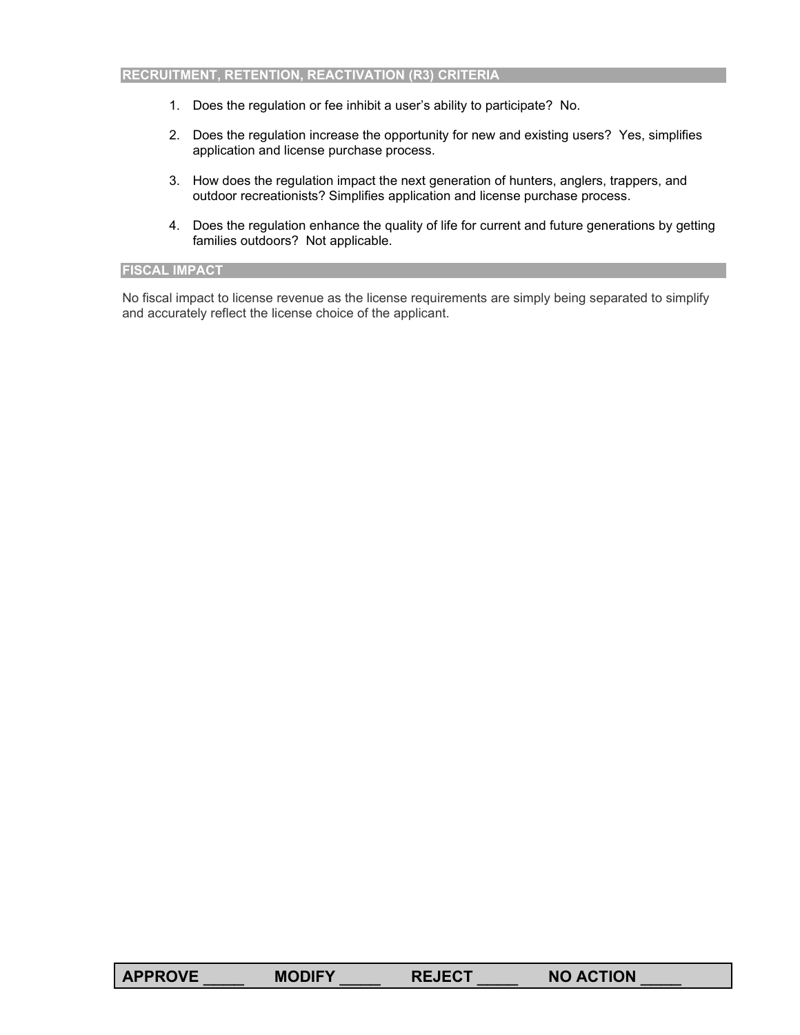## RECRUITMENT, RETENTION, REACTIVATION (R3) CRITERIA

1. Does the regulation or fee inhibit a user's ability to participate? No.

2. Does the regulation increase the opportunity for new and existing users? Yes, simplifies application and license purchase process.

3. How does the regulation impact the next generation of hunters, anglers, trappers, and outdoor recreationists? Simplifies application and license purchase process.

4. Does the regulation enhance the quality of life for current and future generations by getting families outdoors? Not applicable.

## FISCAL IMPACT

No fiscal impact to license revenue as the license requirements are simply being separated to simplify and accurately reflect the license choice of the applicant.

**APPROVE _____ MODIFY _____ REJECT _____ NO ACTION _____**